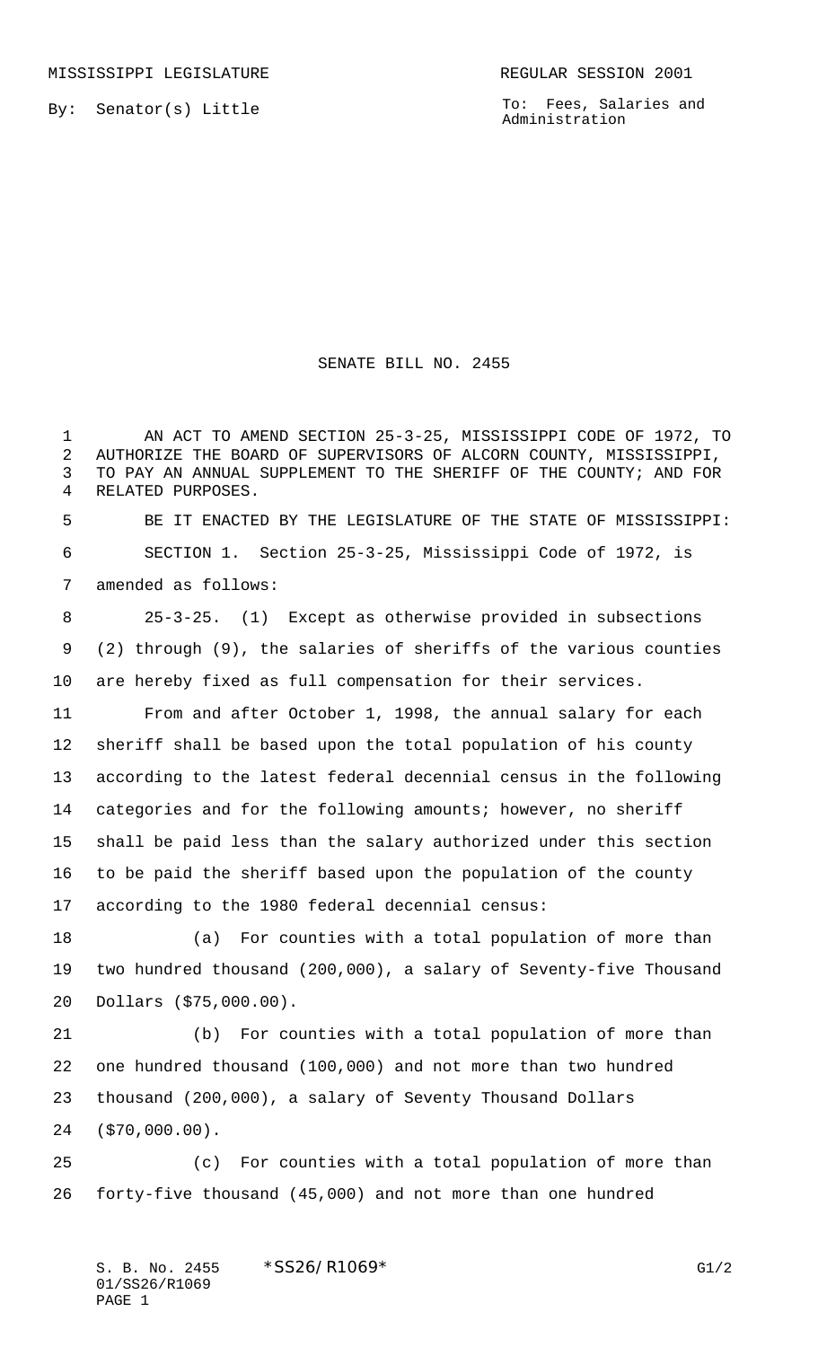MISSISSIPPI LEGISLATURE REGULAR SESSION 2001

By: Senator(s) Little

To: Fees, Salaries and Administration

# SENATE BILL NO. 2455

AN ACT TO AMEND SECTION 25-3-25, MISSISSIPPI CODE OF 1972, TO AUTHORIZE THE BOARD OF SUPERVISORS OF ALCORN COUNTY, MISSISSIPPI, TO PAY AN ANNUAL SUPPLEMENT TO THE SHERIFF OF THE COUNTY; AND FOR RELATED PURPOSES.

BE IT ENACTED BY THE LEGISLATURE OF THE STATE OF MISSISSIPPI:

SECTION 1. Section 25-3-25, Mississippi Code of 1972, is amended as follows:

25-3-25. (1) Except as otherwise provided in subsections (2) through (9), the salaries of sheriffs of the various counties are hereby fixed as full compensation for their services.

From and after October 1, 1998, the annual salary for each sheriff shall be based upon the total population of his county according to the latest federal decennial census in the following categories and for the following amounts; however, no sheriff shall be paid less than the salary authorized under this section to be paid the sheriff based upon the population of the county according to the 1980 federal decennial census:

(a) For counties with a total population of more than two hundred thousand (200,000), a salary of Seventy-five Thousand Dollars ($75,000.00).

(b) For counties with a total population of more than one hundred thousand (100,000) and not more than two hundred thousand (200,000), a salary of Seventy Thousand Dollars ($70,000.00).

(c) For counties with a total population of more than forty-five thousand (45,000) and not more than one hundred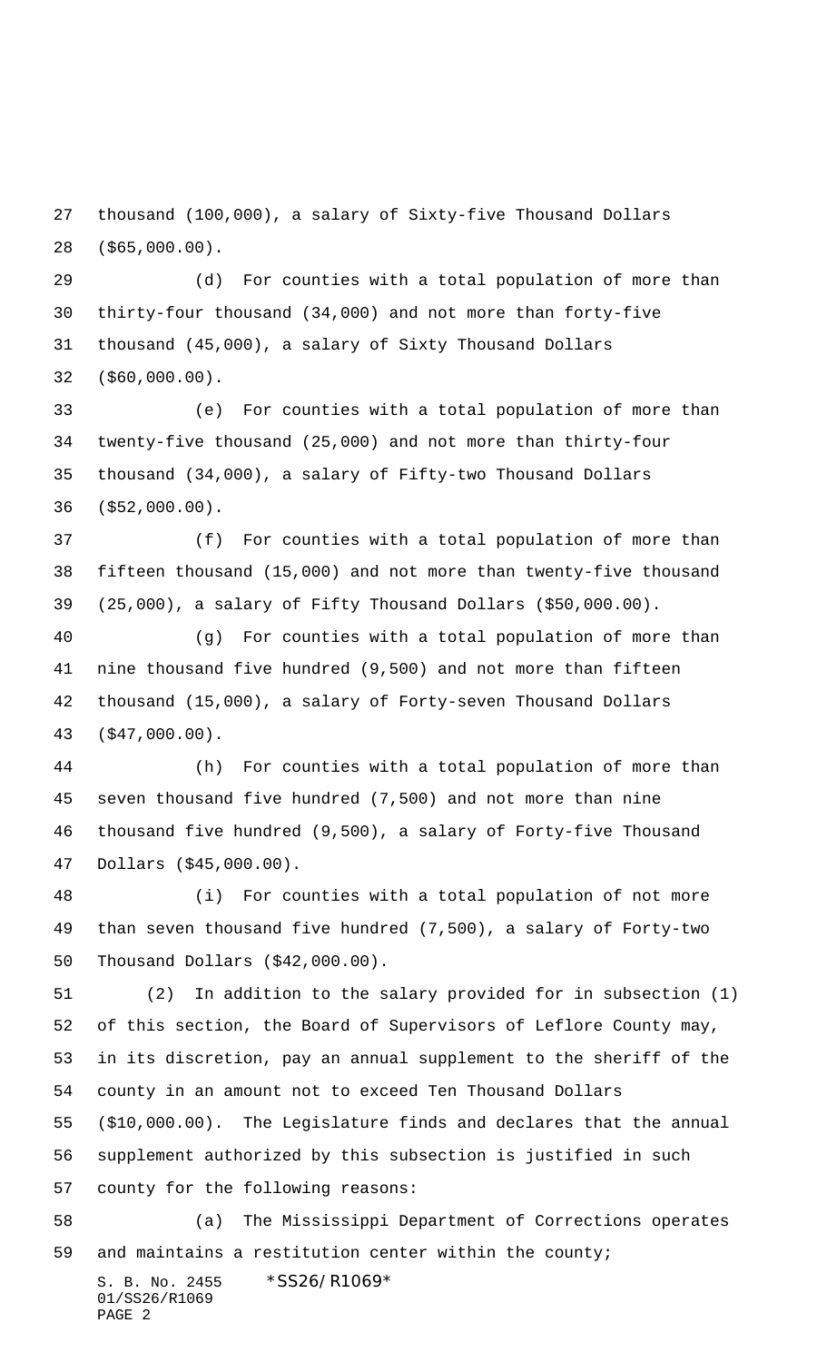thousand (100,000), a salary of Sixty-five Thousand Dollars ($65,000.00).

(d) For counties with a total population of more than thirty-four thousand (34,000) and not more than forty-five thousand (45,000), a salary of Sixty Thousand Dollars ($60,000.00).

(e) For counties with a total population of more than twenty-five thousand (25,000) and not more than thirty-four thousand (34,000), a salary of Fifty-two Thousand Dollars ($52,000.00).

(f) For counties with a total population of more than fifteen thousand (15,000) and not more than twenty-five thousand (25,000), a salary of Fifty Thousand Dollars ($50,000.00).

(g) For counties with a total population of more than nine thousand five hundred (9,500) and not more than fifteen thousand (15,000), a salary of Forty-seven Thousand Dollars ($47,000.00).

(h) For counties with a total population of more than seven thousand five hundred (7,500) and not more than nine thousand five hundred (9,500), a salary of Forty-five Thousand Dollars ($45,000.00).

(i) For counties with a total population of not more than seven thousand five hundred (7,500), a salary of Forty-two Thousand Dollars ($42,000.00).

(2) In addition to the salary provided for in subsection (1) of this section, the Board of Supervisors of Leflore County may, in its discretion, pay an annual supplement to the sheriff of the county in an amount not to exceed Ten Thousand Dollars ($10,000.00). The Legislature finds and declares that the annual supplement authorized by this subsection is justified in such county for the following reasons:

(a) The Mississippi Department of Corrections operates and maintains a restitution center within the county;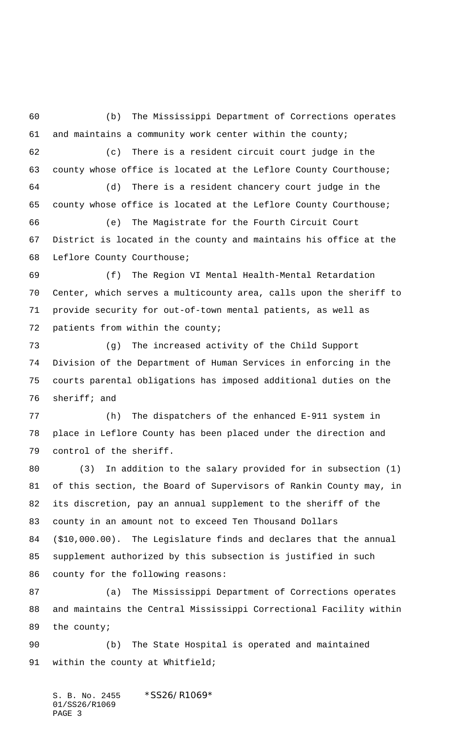(b) The Mississippi Department of Corrections operates and maintains a community work center within the county;

(c) There is a resident circuit court judge in the county whose office is located at the Leflore County Courthouse;

(d) There is a resident chancery court judge in the county whose office is located at the Leflore County Courthouse;

(e) The Magistrate for the Fourth Circuit Court District is located in the county and maintains his office at the Leflore County Courthouse;

(f) The Region VI Mental Health-Mental Retardation Center, which serves a multicounty area, calls upon the sheriff to provide security for out-of-town mental patients, as well as patients from within the county;

(g) The increased activity of the Child Support Division of the Department of Human Services in enforcing in the courts parental obligations has imposed additional duties on the sheriff; and

(h) The dispatchers of the enhanced E-911 system in place in Leflore County has been placed under the direction and control of the sheriff.

(3) In addition to the salary provided for in subsection (1) of this section, the Board of Supervisors of Rankin County may, in its discretion, pay an annual supplement to the sheriff of the county in an amount not to exceed Ten Thousand Dollars ($10,000.00). The Legislature finds and declares that the annual supplement authorized by this subsection is justified in such county for the following reasons:

(a) The Mississippi Department of Corrections operates and maintains the Central Mississippi Correctional Facility within the county;

(b) The State Hospital is operated and maintained within the county at Whitfield;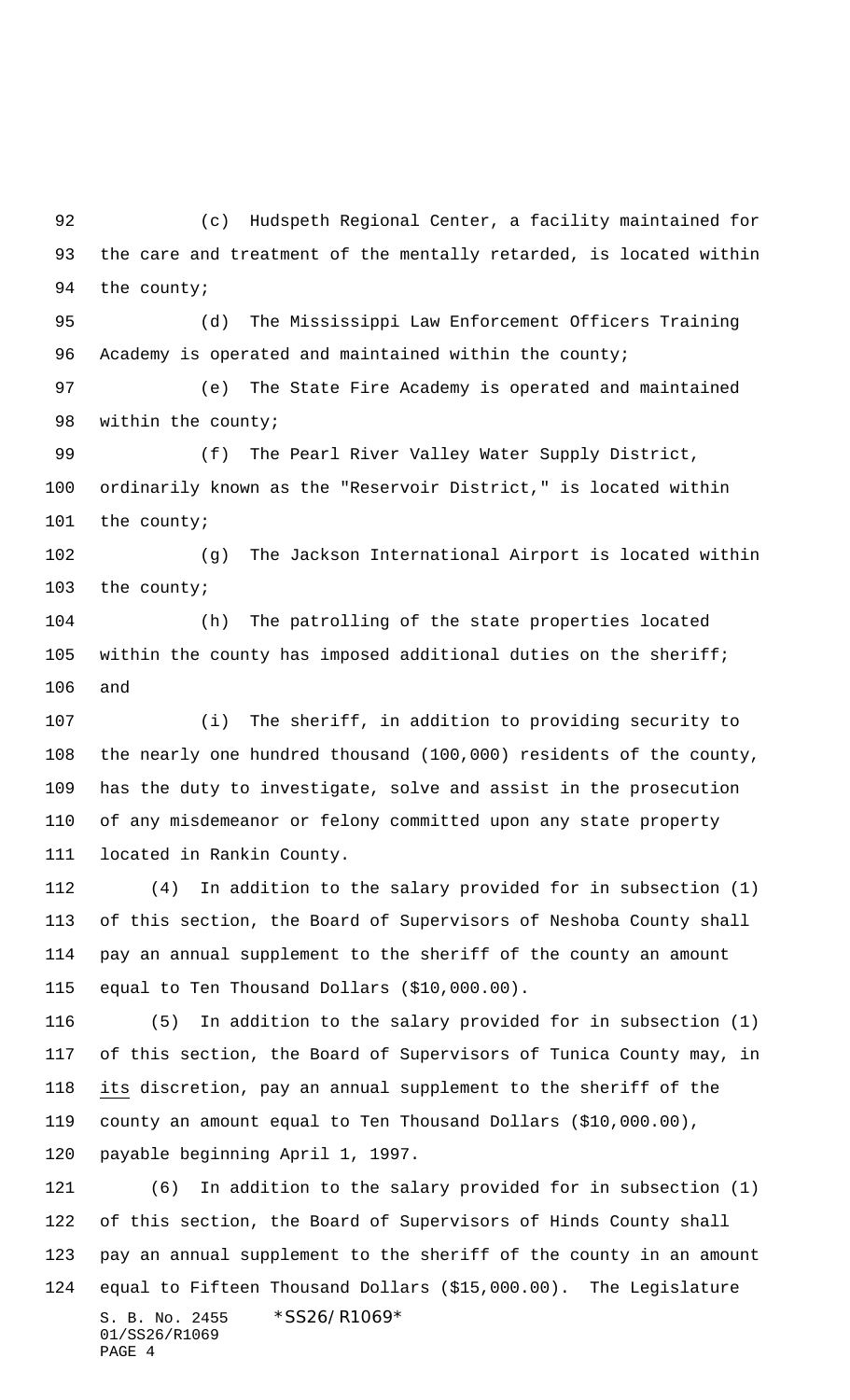(c) Hudspeth Regional Center, a facility maintained for the care and treatment of the mentally retarded, is located within the county;

(d) The Mississippi Law Enforcement Officers Training Academy is operated and maintained within the county;

(e) The State Fire Academy is operated and maintained within the county;

(f) The Pearl River Valley Water Supply District, ordinarily known as the "Reservoir District," is located within the county;

(g) The Jackson International Airport is located within the county;

(h) The patrolling of the state properties located within the county has imposed additional duties on the sheriff; and

(i) The sheriff, in addition to providing security to the nearly one hundred thousand (100,000) residents of the county, has the duty to investigate, solve and assist in the prosecution of any misdemeanor or felony committed upon any state property located in Rankin County.

(4) In addition to the salary provided for in subsection (1) of this section, the Board of Supervisors of Neshoba County shall pay an annual supplement to the sheriff of the county an amount equal to Ten Thousand Dollars ($10,000.00).

(5) In addition to the salary provided for in subsection (1) of this section, the Board of Supervisors of Tunica County may, in its discretion, pay an annual supplement to the sheriff of the county an amount equal to Ten Thousand Dollars ($10,000.00), payable beginning April 1, 1997.

(6) In addition to the salary provided for in subsection (1) of this section, the Board of Supervisors of Hinds County shall pay an annual supplement to the sheriff of the county in an amount equal to Fifteen Thousand Dollars ($15,000.00). The Legislature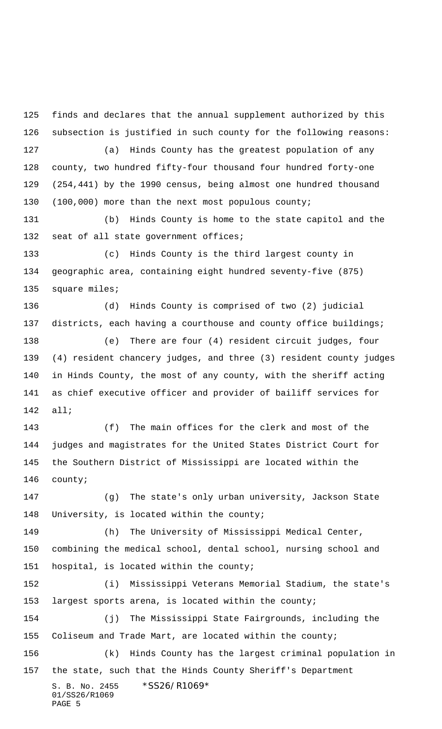finds and declares that the annual supplement authorized by this subsection is justified in such county for the following reasons:

(a) Hinds County has the greatest population of any county, two hundred fifty-four thousand four hundred forty-one (254,441) by the 1990 census, being almost one hundred thousand (100,000) more than the next most populous county;

(b) Hinds County is home to the state capitol and the seat of all state government offices;

(c) Hinds County is the third largest county in geographic area, containing eight hundred seventy-five (875) square miles;

(d) Hinds County is comprised of two (2) judicial districts, each having a courthouse and county office buildings;

(e) There are four (4) resident circuit judges, four (4) resident chancery judges, and three (3) resident county judges in Hinds County, the most of any county, with the sheriff acting as chief executive officer and provider of bailiff services for all;

(f) The main offices for the clerk and most of the judges and magistrates for the United States District Court for the Southern District of Mississippi are located within the county;

(g) The state's only urban university, Jackson State University, is located within the county;

(h) The University of Mississippi Medical Center, combining the medical school, dental school, nursing school and hospital, is located within the county;

(i) Mississippi Veterans Memorial Stadium, the state's largest sports arena, is located within the county;

(j) The Mississippi State Fairgrounds, including the Coliseum and Trade Mart, are located within the county;

(k) Hinds County has the largest criminal population in the state, such that the Hinds County Sheriff's Department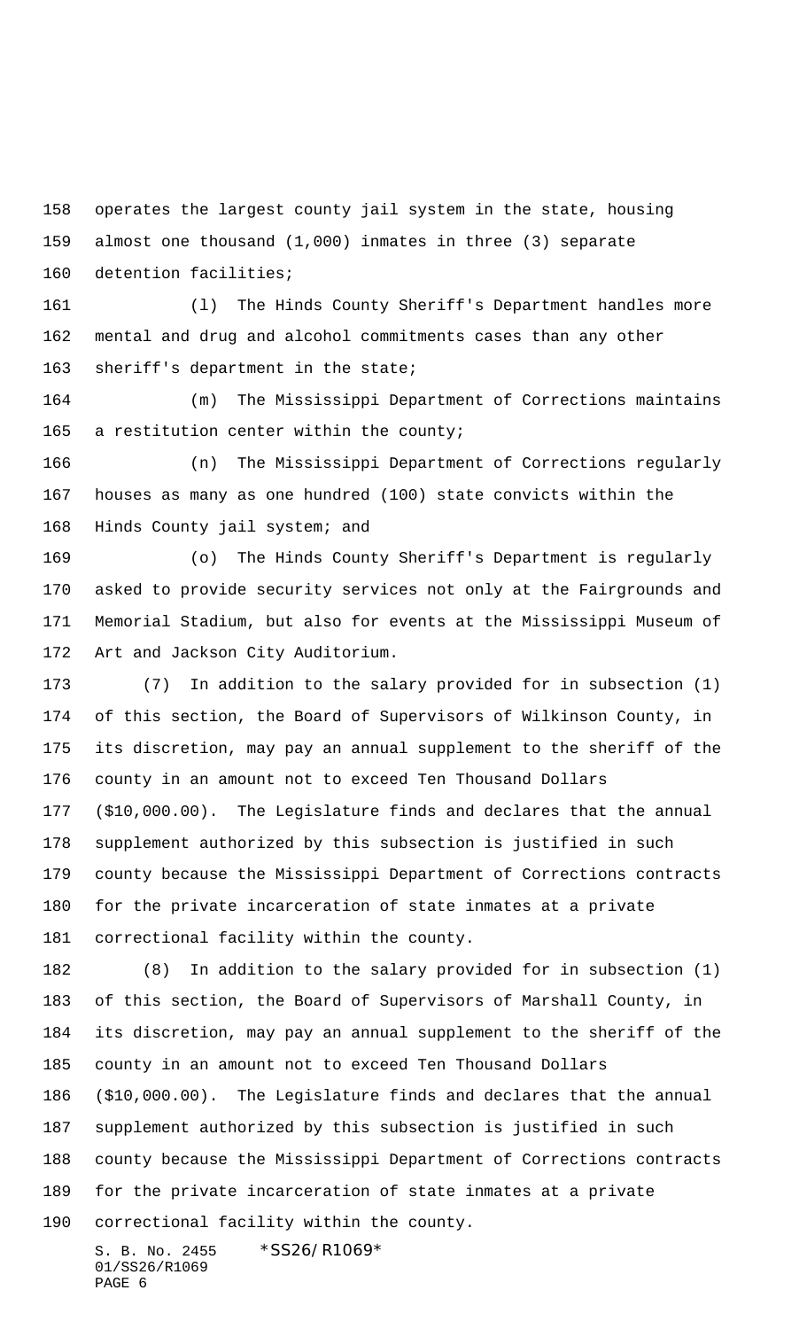operates the largest county jail system in the state, housing almost one thousand (1,000) inmates in three (3) separate detention facilities;

(l) The Hinds County Sheriff's Department handles more mental and drug and alcohol commitments cases than any other sheriff's department in the state;

(m) The Mississippi Department of Corrections maintains a restitution center within the county;

(n) The Mississippi Department of Corrections regularly houses as many as one hundred (100) state convicts within the Hinds County jail system; and

(o) The Hinds County Sheriff's Department is regularly asked to provide security services not only at the Fairgrounds and Memorial Stadium, but also for events at the Mississippi Museum of Art and Jackson City Auditorium.

(7) In addition to the salary provided for in subsection (1) of this section, the Board of Supervisors of Wilkinson County, in its discretion, may pay an annual supplement to the sheriff of the county in an amount not to exceed Ten Thousand Dollars ($10,000.00). The Legislature finds and declares that the annual supplement authorized by this subsection is justified in such county because the Mississippi Department of Corrections contracts for the private incarceration of state inmates at a private correctional facility within the county.

(8) In addition to the salary provided for in subsection (1) of this section, the Board of Supervisors of Marshall County, in its discretion, may pay an annual supplement to the sheriff of the county in an amount not to exceed Ten Thousand Dollars ($10,000.00). The Legislature finds and declares that the annual supplement authorized by this subsection is justified in such county because the Mississippi Department of Corrections contracts for the private incarceration of state inmates at a private correctional facility within the county.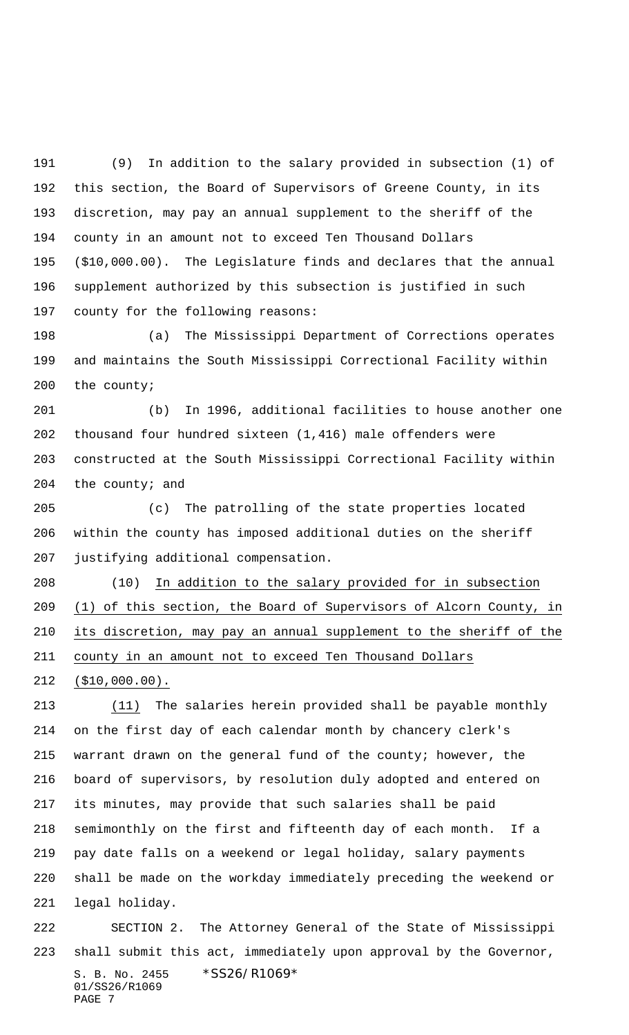(9) In addition to the salary provided in subsection (1) of this section, the Board of Supervisors of Greene County, in its discretion, may pay an annual supplement to the sheriff of the county in an amount not to exceed Ten Thousand Dollars ($10,000.00). The Legislature finds and declares that the annual supplement authorized by this subsection is justified in such county for the following reasons:

(a) The Mississippi Department of Corrections operates and maintains the South Mississippi Correctional Facility within the county;

(b) In 1996, additional facilities to house another one thousand four hundred sixteen (1,416) male offenders were constructed at the South Mississippi Correctional Facility within the county; and

(c) The patrolling of the state properties located within the county has imposed additional duties on the sheriff justifying additional compensation.

(10) <u>In addition to the salary provided for in subsection (1) of this section, the Board of Supervisors of Alcorn County, in its discretion, may pay an annual supplement to the sheriff of the county in an amount not to exceed Ten Thousand Dollars ($10,000.00).</u>

<u>(11)</u> The salaries herein provided shall be payable monthly on the first day of each calendar month by chancery clerk's warrant drawn on the general fund of the county; however, the board of supervisors, by resolution duly adopted and entered on its minutes, may provide that such salaries shall be paid semimonthly on the first and fifteenth day of each month. If a pay date falls on a weekend or legal holiday, salary payments shall be made on the workday immediately preceding the weekend or legal holiday.

SECTION 2. The Attorney General of the State of Mississippi shall submit this act, immediately upon approval by the Governor,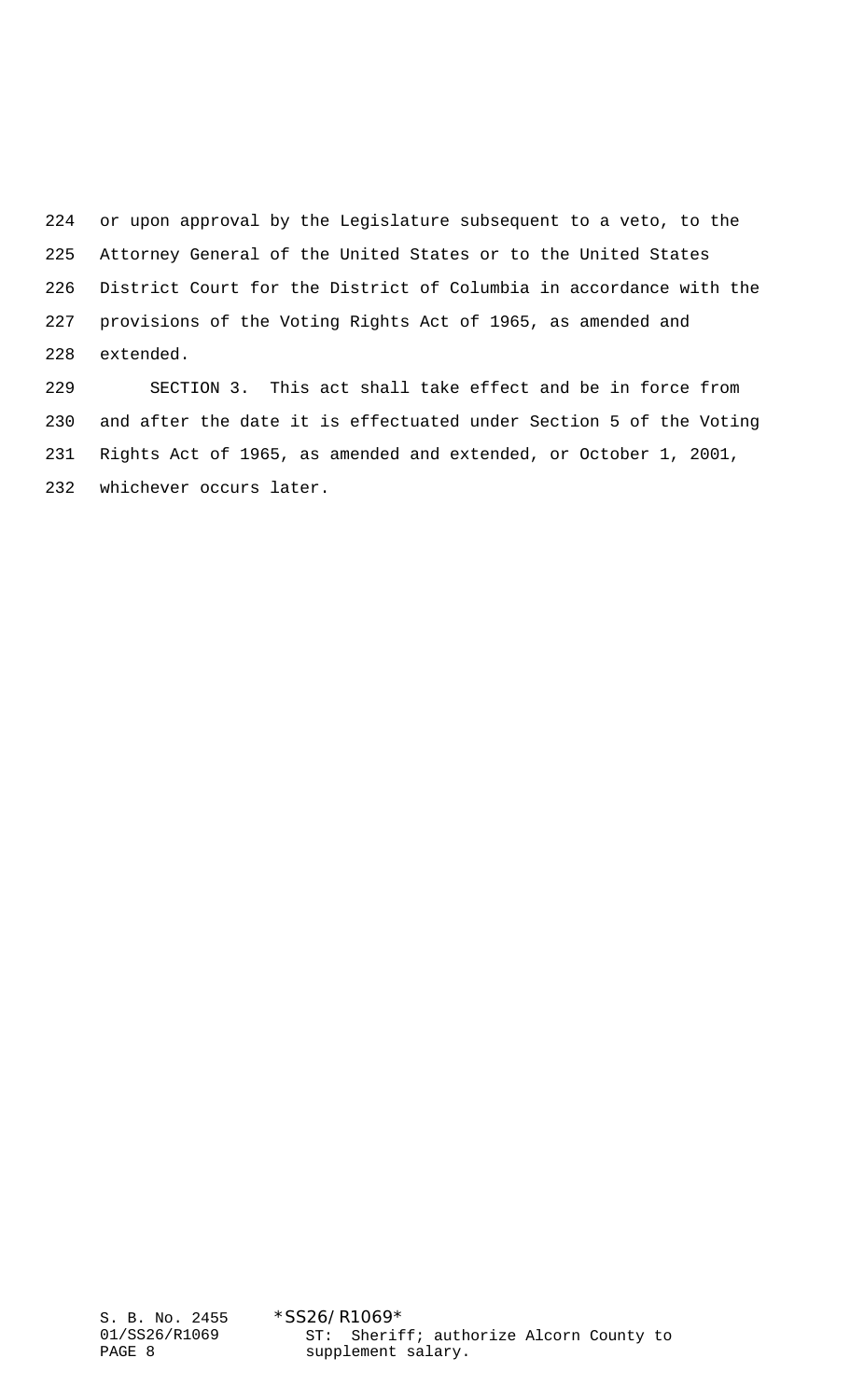or upon approval by the Legislature subsequent to a veto, to the Attorney General of the United States or to the United States District Court for the District of Columbia in accordance with the provisions of the Voting Rights Act of 1965, as amended and extended.

SECTION 3. This act shall take effect and be in force from and after the date it is effectuated under Section 5 of the Voting Rights Act of 1965, as amended and extended, or October 1, 2001, whichever occurs later.